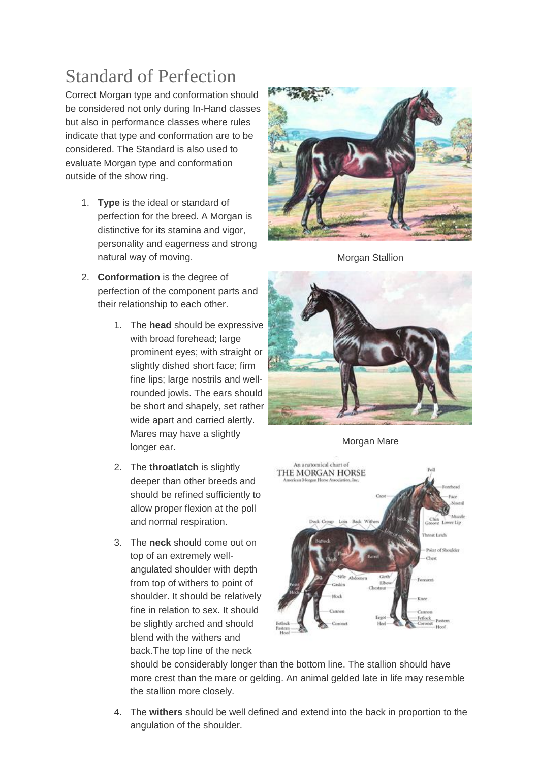# Standard of Perfection

Correct Morgan type and conformation should be considered not only during In-Hand classes but also in performance classes where rules indicate that type and conformation are to be considered. The Standard is also used to evaluate Morgan type and conformation outside of the show ring.

Morgan Stallion

Morgan Mare

1. **Type** is the ideal or standard of perfection for the breed. A Morgan is distinctive for its stamina and vigor, personality and eagerness and strong natural way of moving.

2. **Conformation** is the degree of perfection of the component parts and their relationship to each other.

    1. The **head** should be expressive with broad forehead; large prominent eyes; with straight or slightly dished short face; firm fine lips; large nostrils and well-rounded jowls. The ears should be short and shapely, set rather wide apart and carried alertly. Mares may have a slightly longer ear.

    2. The **throatlatch** is slightly deeper than other breeds and should be refined sufficiently to allow proper flexion at the poll and normal respiration.

    3. The **neck** should come out on top of an extremely well-angulated shoulder with depth from top of withers to point of shoulder. It should be relatively fine in relation to sex. It should be slightly arched and should blend with the withers and back.The top line of the neck should be considerably longer than the bottom line. The stallion should have more crest than the mare or gelding. An animal gelded late in life may resemble the stallion more closely.

    4. The **withers** should be well defined and extend into the back in proportion to the angulation of the shoulder.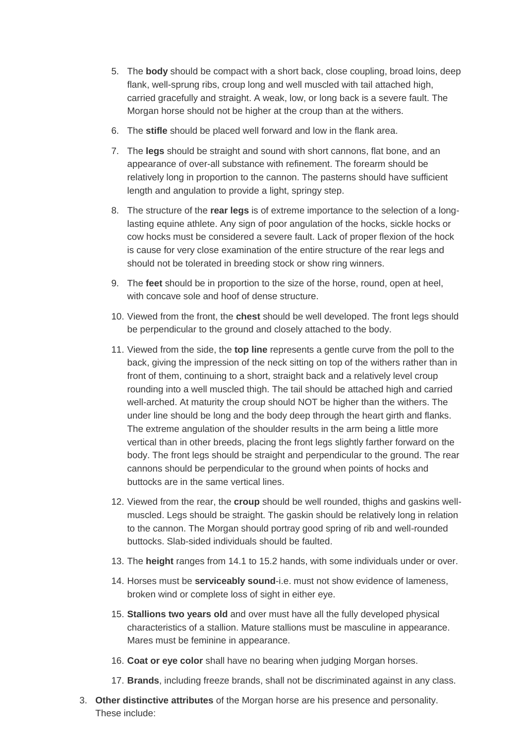5. The **body** should be compact with a short back, close coupling, broad loins, deep flank, well-sprung ribs, croup long and well muscled with tail attached high, carried gracefully and straight. A weak, low, or long back is a severe fault. The Morgan horse should not be higher at the croup than at the withers.
6. The **stifle** should be placed well forward and low in the flank area.
7. The **legs** should be straight and sound with short cannons, flat bone, and an appearance of over-all substance with refinement. The forearm should be relatively long in proportion to the cannon. The pasterns should have sufficient length and angulation to provide a light, springy step.
8. The structure of the **rear legs** is of extreme importance to the selection of a long-lasting equine athlete. Any sign of poor angulation of the hocks, sickle hocks or cow hocks must be considered a severe fault. Lack of proper flexion of the hock is cause for very close examination of the entire structure of the rear legs and should not be tolerated in breeding stock or show ring winners.
9. The **feet** should be in proportion to the size of the horse, round, open at heel, with concave sole and hoof of dense structure.
10. Viewed from the front, the **chest** should be well developed. The front legs should be perpendicular to the ground and closely attached to the body.
11. Viewed from the side, the **top line** represents a gentle curve from the poll to the back, giving the impression of the neck sitting on top of the withers rather than in front of them, continuing to a short, straight back and a relatively level croup rounding into a well muscled thigh. The tail should be attached high and carried well-arched. At maturity the croup should NOT be higher than the withers. The under line should be long and the body deep through the heart girth and flanks. The extreme angulation of the shoulder results in the arm being a little more vertical than in other breeds, placing the front legs slightly farther forward on the body. The front legs should be straight and perpendicular to the ground. The rear cannons should be perpendicular to the ground when points of hocks and buttocks are in the same vertical lines.
12. Viewed from the rear, the **croup** should be well rounded, thighs and gaskins well-muscled. Legs should be straight. The gaskin should be relatively long in relation to the cannon. The Morgan should portray good spring of rib and well-rounded buttocks. Slab-sided individuals should be faulted.
13. The **height** ranges from 14.1 to 15.2 hands, with some individuals under or over.
14. Horses must be **serviceably sound**-i.e. must not show evidence of lameness, broken wind or complete loss of sight in either eye.
15. **Stallions two years old** and over must have all the fully developed physical characteristics of a stallion. Mature stallions must be masculine in appearance. Mares must be feminine in appearance.
16. **Coat or eye color** shall have no bearing when judging Morgan horses.
17. **Brands**, including freeze brands, shall not be discriminated against in any class.

3. **Other distinctive attributes** of the Morgan horse are his presence and personality. These include: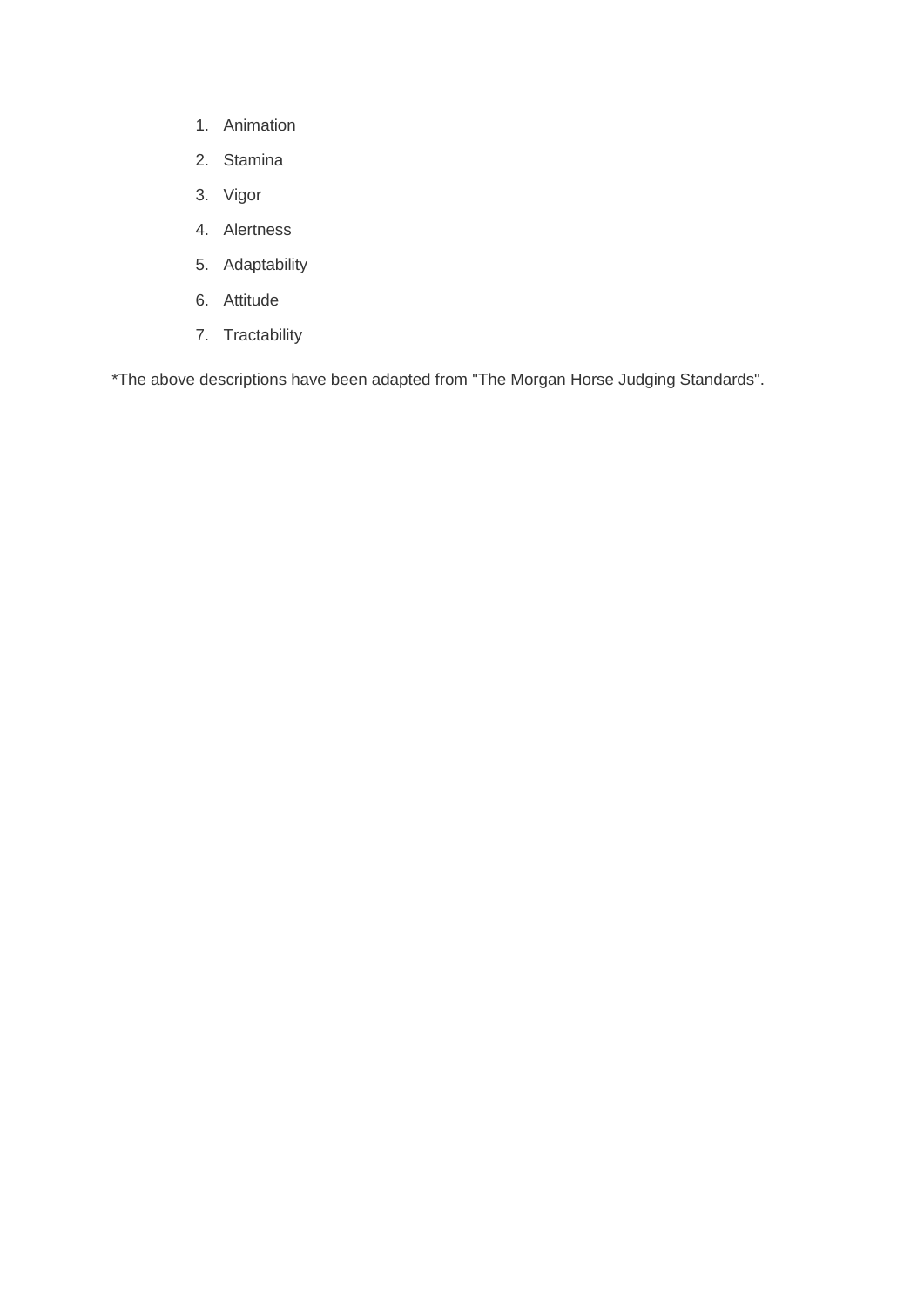1. Animation
2. Stamina
3. Vigor
4. Alertness
5. Adaptability
6. Attitude
7. Tractability

*The above descriptions have been adapted from "The Morgan Horse Judging Standards".